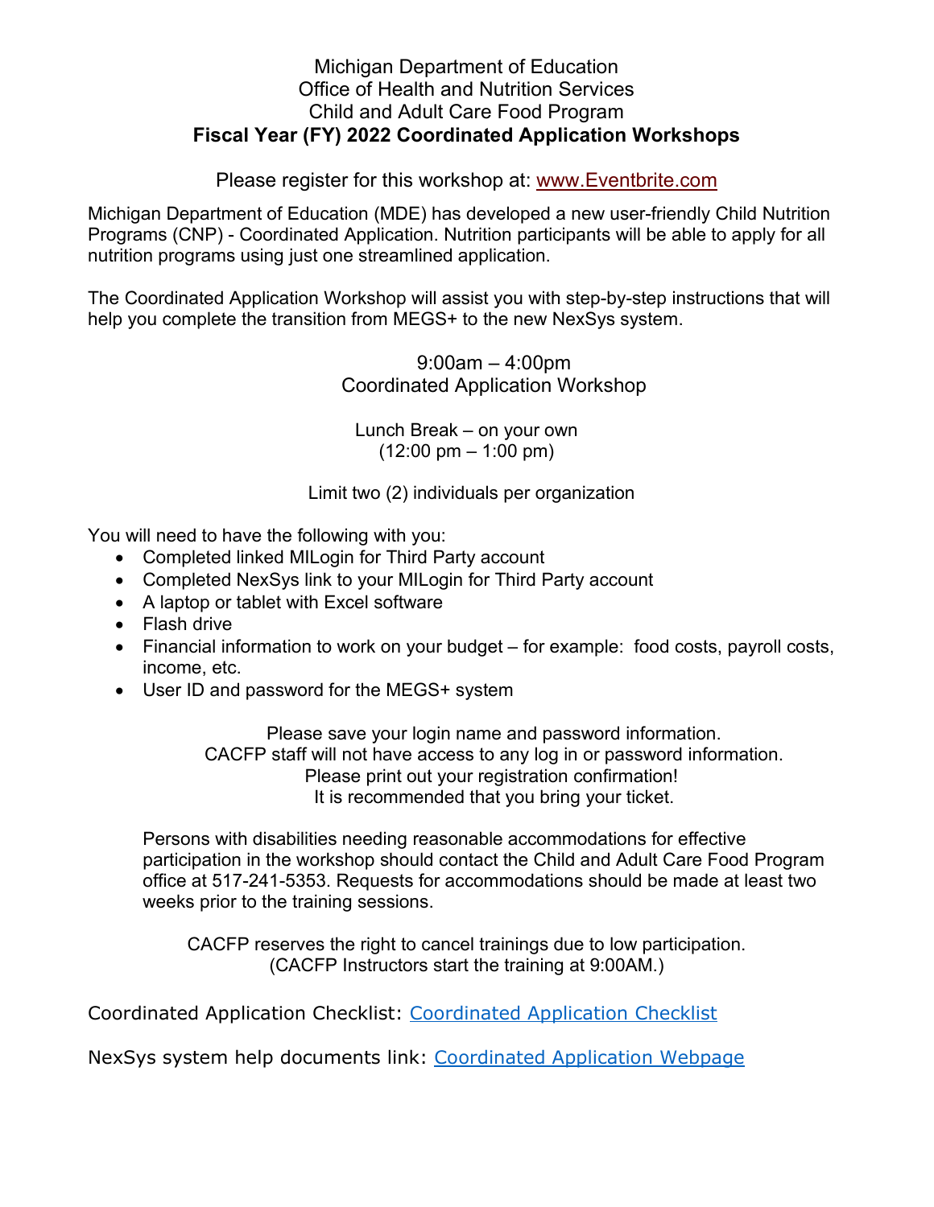Michigan Department of Education
Office of Health and Nutrition Services
Child and Adult Care Food Program

# Fiscal Year (FY) 2022 Coordinated Application Workshops

Please register for this workshop at: [www.Eventbrite.com](www.Eventbrite.com)

Michigan Department of Education (MDE) has developed a new user-friendly Child Nutrition Programs (CNP) - Coordinated Application. Nutrition participants will be able to apply for all nutrition programs using just one streamlined application.

The Coordinated Application Workshop will assist you with step-by-step instructions that will help you complete the transition from MEGS+ to the new NexSys system.

9:00am – 4:00pm
Coordinated Application Workshop

Lunch Break – on your own
(12:00 pm – 1:00 pm)

Limit two (2) individuals per organization

You will need to have the following with you:

- Completed linked MILogin for Third Party account
- Completed NexSys link to your MILogin for Third Party account
- A laptop or tablet with Excel software
- Flash drive
- Financial information to work on your budget – for example: food costs, payroll costs, income, etc.
- User ID and password for the MEGS+ system

Please save your login name and password information.
CACFP staff will not have access to any log in or password information.
Please print out your registration confirmation!
It is recommended that you bring your ticket.

Persons with disabilities needing reasonable accommodations for effective participation in the workshop should contact the Child and Adult Care Food Program office at 517-241-5353. Requests for accommodations should be made at least two weeks prior to the training sessions.

CACFP reserves the right to cancel trainings due to low participation.
(CACFP Instructors start the training at 9:00AM.)

Coordinated Application Checklist: Coordinated Application Checklist

NexSys system help documents link: Coordinated Application Webpage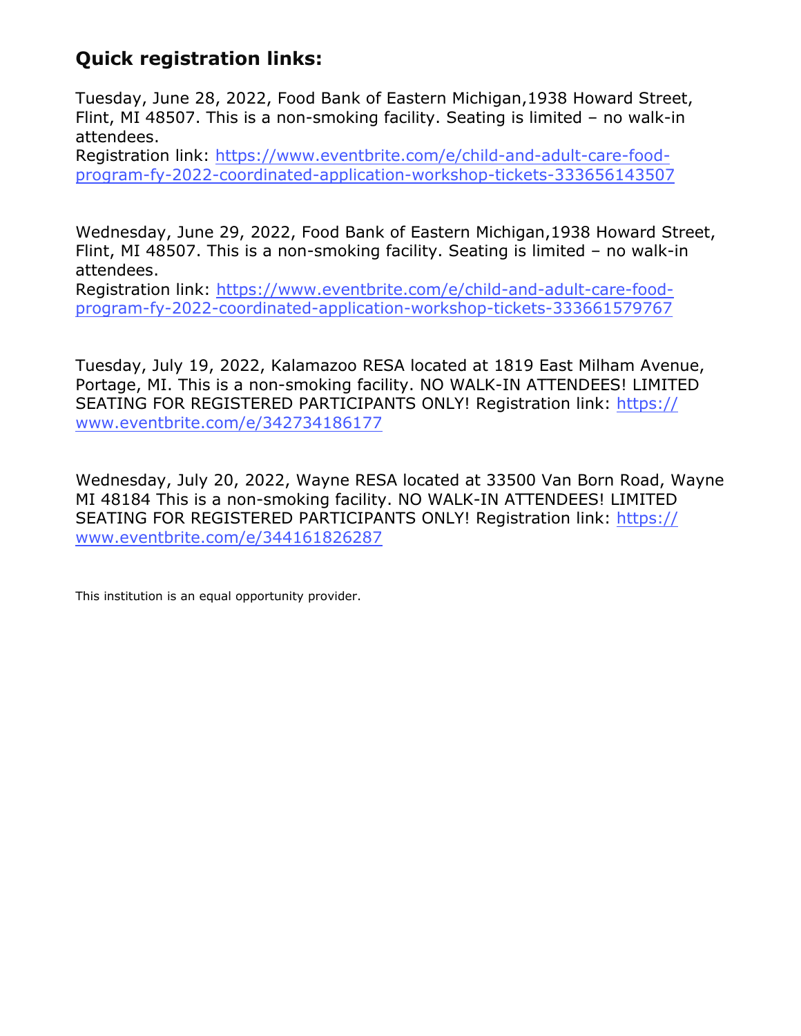## Quick registration links:

Tuesday, June 28, 2022, Food Bank of Eastern Michigan,1938 Howard Street, Flint, MI 48507. This is a non-smoking facility. Seating is limited – no walk-in attendees.
Registration link: https://www.eventbrite.com/e/child-and-adult-care-food-program-fy-2022-coordinated-application-workshop-tickets-333656143507

Wednesday, June 29, 2022, Food Bank of Eastern Michigan,1938 Howard Street, Flint, MI 48507. This is a non-smoking facility. Seating is limited – no walk-in attendees.
Registration link: https://www.eventbrite.com/e/child-and-adult-care-food-program-fy-2022-coordinated-application-workshop-tickets-333661579767

Tuesday, July 19, 2022, Kalamazoo RESA located at 1819 East Milham Avenue, Portage, MI. This is a non-smoking facility. NO WALK-IN ATTENDEES! LIMITED SEATING FOR REGISTERED PARTICIPANTS ONLY! Registration link: https://www.eventbrite.com/e/342734186177

Wednesday, July 20, 2022, Wayne RESA located at 33500 Van Born Road, Wayne MI 48184 This is a non-smoking facility. NO WALK-IN ATTENDEES! LIMITED SEATING FOR REGISTERED PARTICIPANTS ONLY! Registration link: https://www.eventbrite.com/e/344161826287

This institution is an equal opportunity provider.